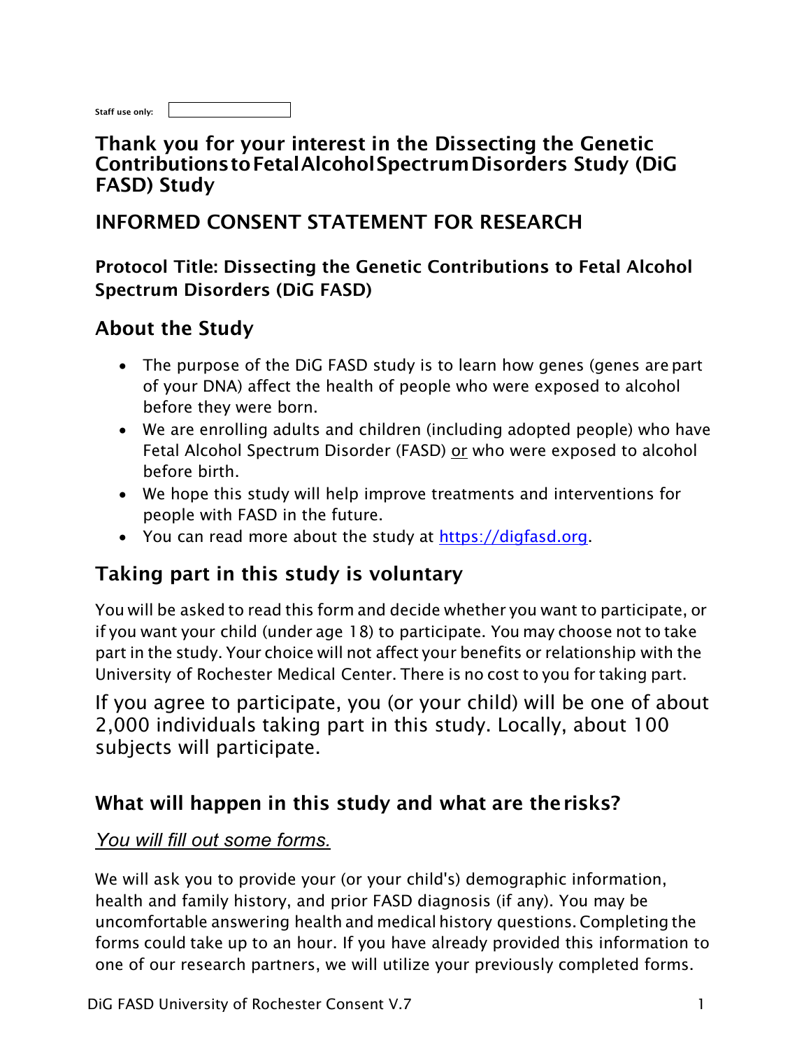Staff use only:

# Thank you for your interest in the Dissecting the Genetic Contributions to Fetal Alcohol Spectrum Disorders Study (DiG FASD) Study

## INFORMED CONSENT STATEMENT FOR RESEARCH

### Protocol Title: Dissecting the Genetic Contributions to Fetal Alcohol Spectrum Disorders (DiG FASD)

## About the Study

- The purpose of the DiG FASD study is to learn how genes (genes are part of your DNA) affect the health of people who were exposed to alcohol before they were born.
- We are enrolling adults and children (including adopted people) who have Fetal Alcohol Spectrum Disorder (FASD) or who were exposed to alcohol before birth.
- We hope this study will help improve treatments and interventions for people with FASD in the future.
- You can read more about the study at [https://digfasd.org](https://digfasd.org).

## Taking part in this study is voluntary

You will be asked to read this form and decide whether you want to participate, or if you want your child (under age 18) to participate. You may choose not to take part in the study. Your choice will not affect your benefits or relationship with the University of Rochester Medical Center. There is no cost to you for taking part.

If you agree to participate, you (or your child) will be one of about 2,000 individuals taking part in this study. Locally, about 100 subjects will participate.

## What will happen in this study and what are the risks?

*You will fill out some forms.*

We will ask you to provide your (or your child's) demographic information, health and family history, and prior FASD diagnosis (if any). You may be uncomfortable answering health and medical history questions. Completing the forms could take up to an hour. If you have already provided this information to one of our research partners, we will utilize your previously completed forms.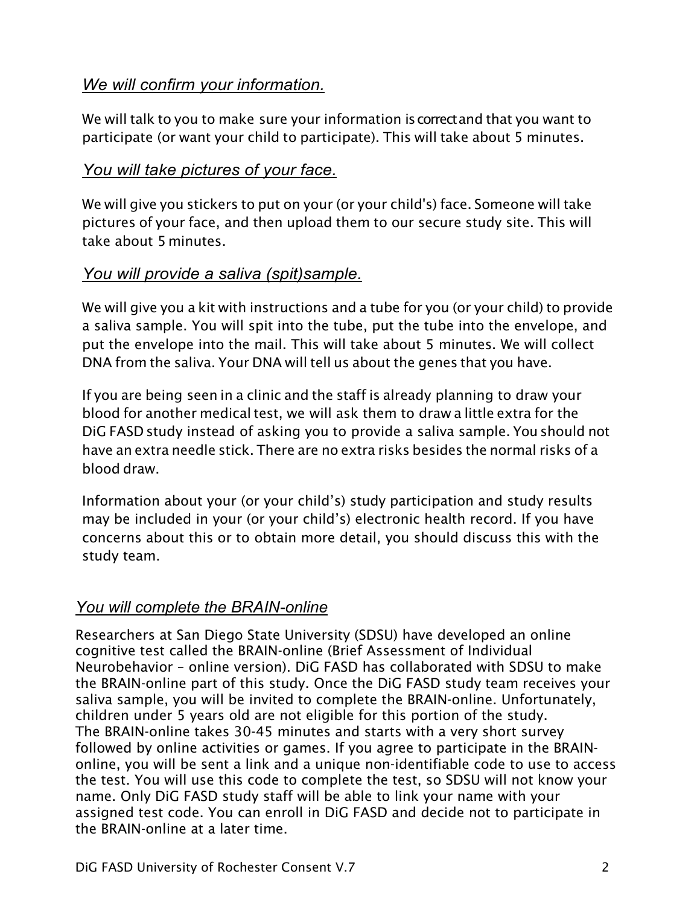### *You will confirm your information.*

We will talk to you to make sure your information is correct and that you want to participate (or want your child to participate). This will take about 5 minutes.

### *You will take pictures of your face.*

We will give you stickers to put on your (or your child's) face. Someone will take pictures of your face, and then upload them to our secure study site. This will take about 5 minutes.

### *You will provide a saliva (spit)sample.*

We will give you a kit with instructions and a tube for you (or your child) to provide a saliva sample. You will spit into the tube, put the tube into the envelope, and put the envelope into the mail. This will take about 5 minutes. We will collect DNA from the saliva. Your DNA will tell us about the genes that you have.

If you are being seen in a clinic and the staff is already planning to draw your blood for another medical test, we will ask them to draw a little extra for the DiG FASD study instead of asking you to provide a saliva sample. You should not have an extra needle stick. There are no extra risks besides the normal risks of a blood draw.

Information about your (or your child's) study participation and study results may be included in your (or your child's) electronic health record. If you have concerns about this or to obtain more detail, you should discuss this with the study team.

### *You will complete the BRAIN-online*

Researchers at San Diego State University (SDSU) have developed an online cognitive test called the BRAIN-online (Brief Assessment of Individual Neurobehavior – online version). DiG FASD has collaborated with SDSU to make the BRAIN-online part of this study. Once the DiG FASD study team receives your saliva sample, you will be invited to complete the BRAIN-online. Unfortunately, children under 5 years old are not eligible for this portion of the study. The BRAIN-online takes 30-45 minutes and starts with a very short survey followed by online activities or games. If you agree to participate in the BRAIN-online, you will be sent a link and a unique non-identifiable code to use to access the test. You will use this code to complete the test, so SDSU will not know your name. Only DiG FASD study staff will be able to link your name with your assigned test code. You can enroll in DiG FASD and decide not to participate in the BRAIN-online at a later time.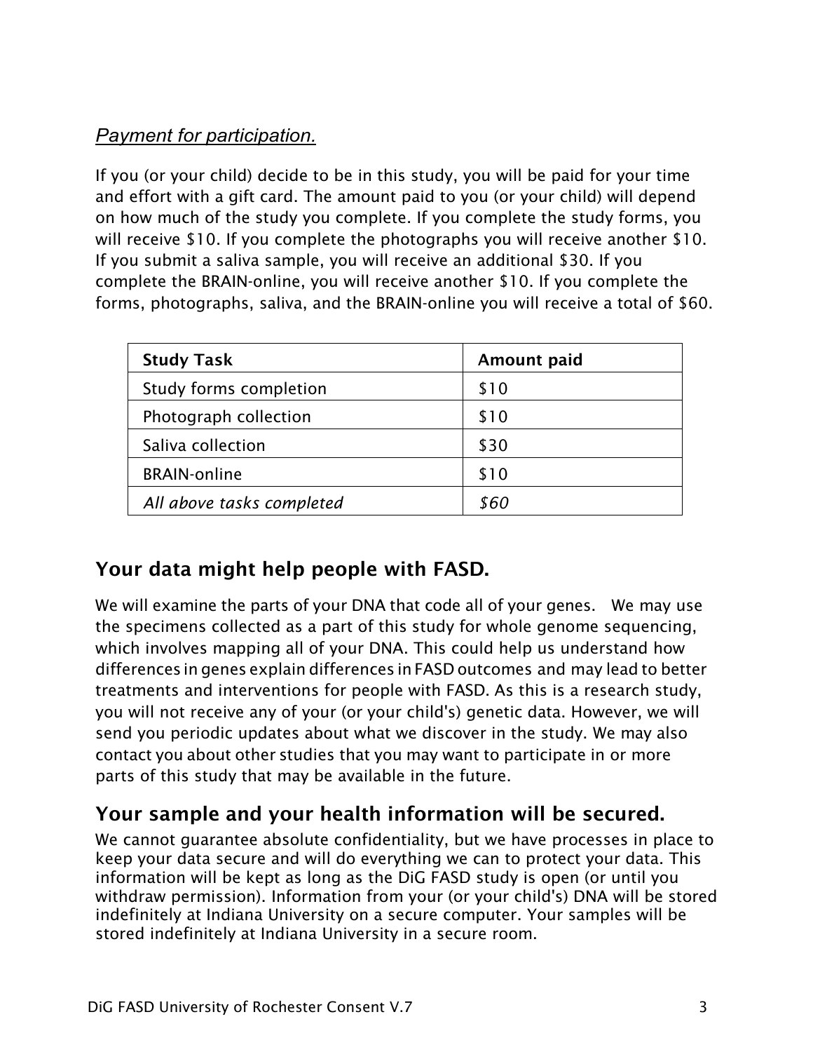*Payment for participation.*

If you (or your child) decide to be in this study, you will be paid for your time and effort with a gift card. The amount paid to you (or your child) will depend on how much of the study you complete. If you complete the study forms, you will receive $10. If you complete the photographs you will receive another $10. If you submit a saliva sample, you will receive an additional $30. If you complete the BRAIN-online, you will receive another $10. If you complete the forms, photographs, saliva, and the BRAIN-online you will receive a total of $60.

| **Study Task** | **Amount paid** |
|---|---|
| Study forms completion | $10 |
| Photograph collection | $10 |
| Saliva collection | $30 |
| BRAIN-online | $10 |
| *All above tasks completed* | *$60* |

## Your data might help people with FASD.

We will examine the parts of your DNA that code all of your genes. We may use the specimens collected as a part of this study for whole genome sequencing, which involves mapping all of your DNA. This could help us understand how differences in genes explain differences in FASD outcomes and may lead to better treatments and interventions for people with FASD. As this is a research study, you will not receive any of your (or your child's) genetic data. However, we will send you periodic updates about what we discover in the study. We may also contact you about other studies that you may want to participate in or more parts of this study that may be available in the future.

## Your sample and your health information will be secured.

We cannot guarantee absolute confidentiality, but we have processes in place to keep your data secure and will do everything we can to protect your data. This information will be kept as long as the DiG FASD study is open (or until you withdraw permission). Information from your (or your child's) DNA will be stored indefinitely at Indiana University on a secure computer. Your samples will be stored indefinitely at Indiana University in a secure room.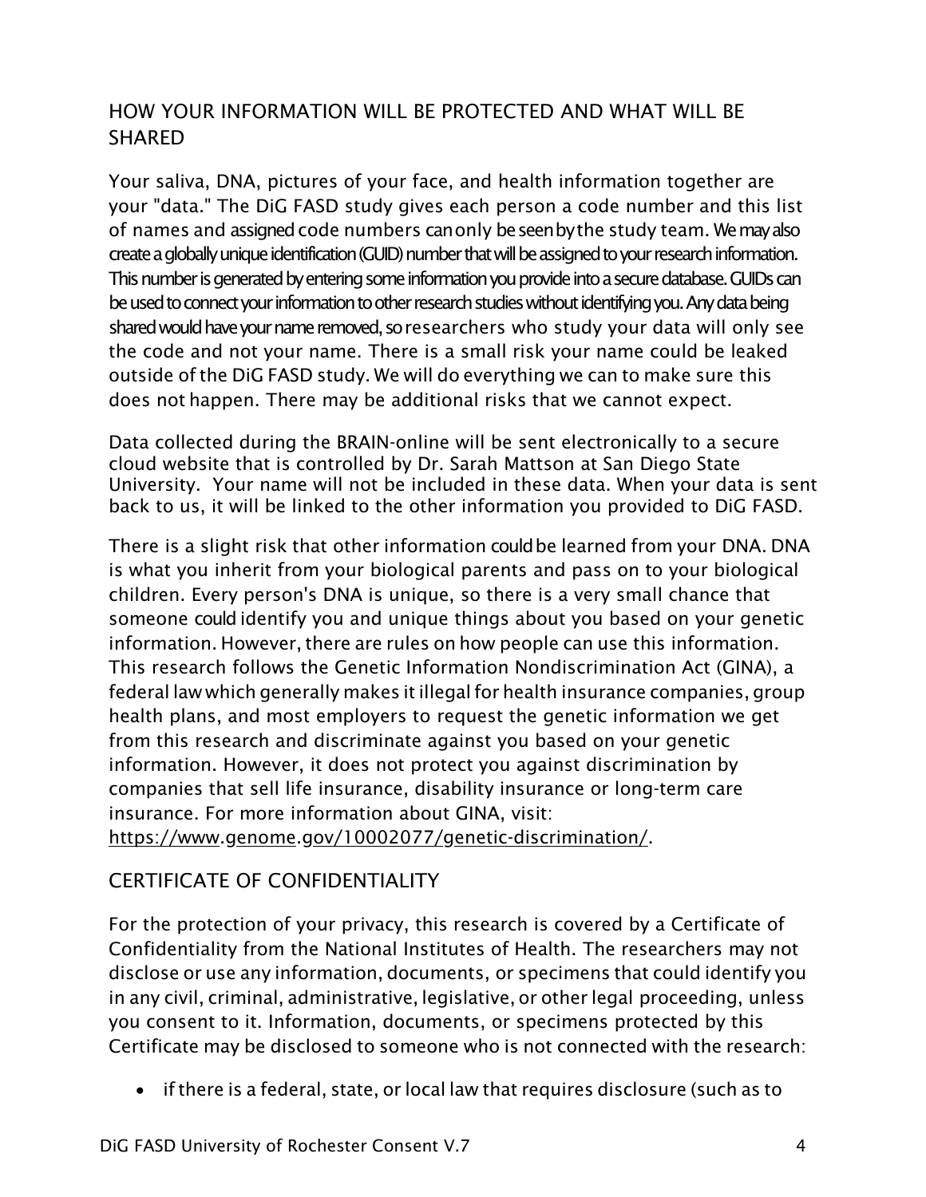## HOW YOUR INFORMATION WILL BE PROTECTED AND WHAT WILL BE SHARED

Your saliva, DNA, pictures of your face, and health information together are your "data." The DiG FASD study gives each person a code number and this list of names and assigned code numbers can only be seen by the study team. We may also create a globally unique identification (GUID) number that will be assigned to your research information. This number is generated by entering some information you provide into a secure database. GUIDs can be used to connect your information to other research studies without identifying you. Any data being shared would have your name removed, so researchers who study your data will only see the code and not your name. There is a small risk your name could be leaked outside of the DiG FASD study. We will do everything we can to make sure this does not happen. There may be additional risks that we cannot expect.

Data collected during the BRAIN-online will be sent electronically to a secure cloud website that is controlled by Dr. Sarah Mattson at San Diego State University. Your name will not be included in these data. When your data is sent back to us, it will be linked to the other information you provided to DiG FASD.

There is a slight risk that other information could be learned from your DNA. DNA is what you inherit from your biological parents and pass on to your biological children. Every person's DNA is unique, so there is a very small chance that someone could identify you and unique things about you based on your genetic information. However, there are rules on how people can use this information. This research follows the Genetic Information Nondiscrimination Act (GINA), a federal law which generally makes it illegal for health insurance companies, group health plans, and most employers to request the genetic information we get from this research and discriminate against you based on your genetic information. However, it does not protect you against discrimination by companies that sell life insurance, disability insurance or long-term care insurance. For more information about GINA, visit: https://www.genome.gov/10002077/genetic-discrimination/.

## CERTIFICATE OF CONFIDENTIALITY

For the protection of your privacy, this research is covered by a Certificate of Confidentiality from the National Institutes of Health. The researchers may not disclose or use any information, documents, or specimens that could identify you in any civil, criminal, administrative, legislative, or other legal proceeding, unless you consent to it. Information, documents, or specimens protected by this Certificate may be disclosed to someone who is not connected with the research:

- if there is a federal, state, or local law that requires disclosure (such as to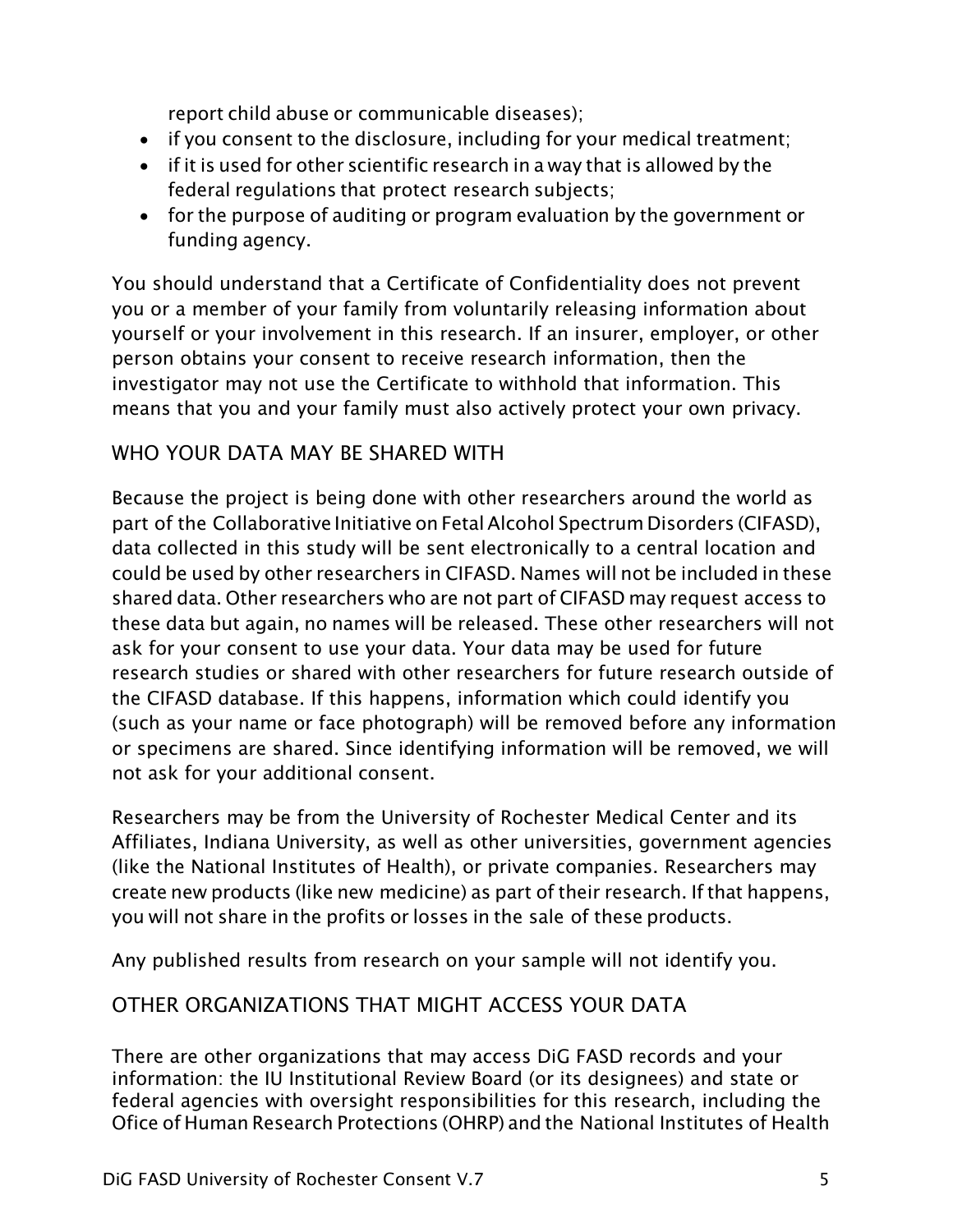report child abuse or communicable diseases);

- if you consent to the disclosure, including for your medical treatment;
- if it is used for other scientific research in a way that is allowed by the federal regulations that protect research subjects;
- for the purpose of auditing or program evaluation by the government or funding agency.

You should understand that a Certificate of Confidentiality does not prevent you or a member of your family from voluntarily releasing information about yourself or your involvement in this research. If an insurer, employer, or other person obtains your consent to receive research information, then the investigator may not use the Certificate to withhold that information. This means that you and your family must also actively protect your own privacy.

## WHO YOUR DATA MAY BE SHARED WITH

Because the project is being done with other researchers around the world as part of the Collaborative Initiative on Fetal Alcohol Spectrum Disorders (CIFASD), data collected in this study will be sent electronically to a central location and could be used by other researchers in CIFASD. Names will not be included in these shared data. Other researchers who are not part of CIFASD may request access to these data but again, no names will be released. These other researchers will not ask for your consent to use your data. Your data may be used for future research studies or shared with other researchers for future research outside of the CIFASD database. If this happens, information which could identify you (such as your name or face photograph) will be removed before any information or specimens are shared. Since identifying information will be removed, we will not ask for your additional consent.

Researchers may be from the University of Rochester Medical Center and its Affiliates, Indiana University, as well as other universities, government agencies (like the National Institutes of Health), or private companies. Researchers may create new products (like new medicine) as part of their research. If that happens, you will not share in the profits or losses in the sale of these products.

Any published results from research on your sample will not identify you.

## OTHER ORGANIZATIONS THAT MIGHT ACCESS YOUR DATA

There are other organizations that may access DiG FASD records and your information: the IU Institutional Review Board (or its designees) and state or federal agencies with oversight responsibilities for this research, including the Ofice of Human Research Protections (OHRP) and the National Institutes of Health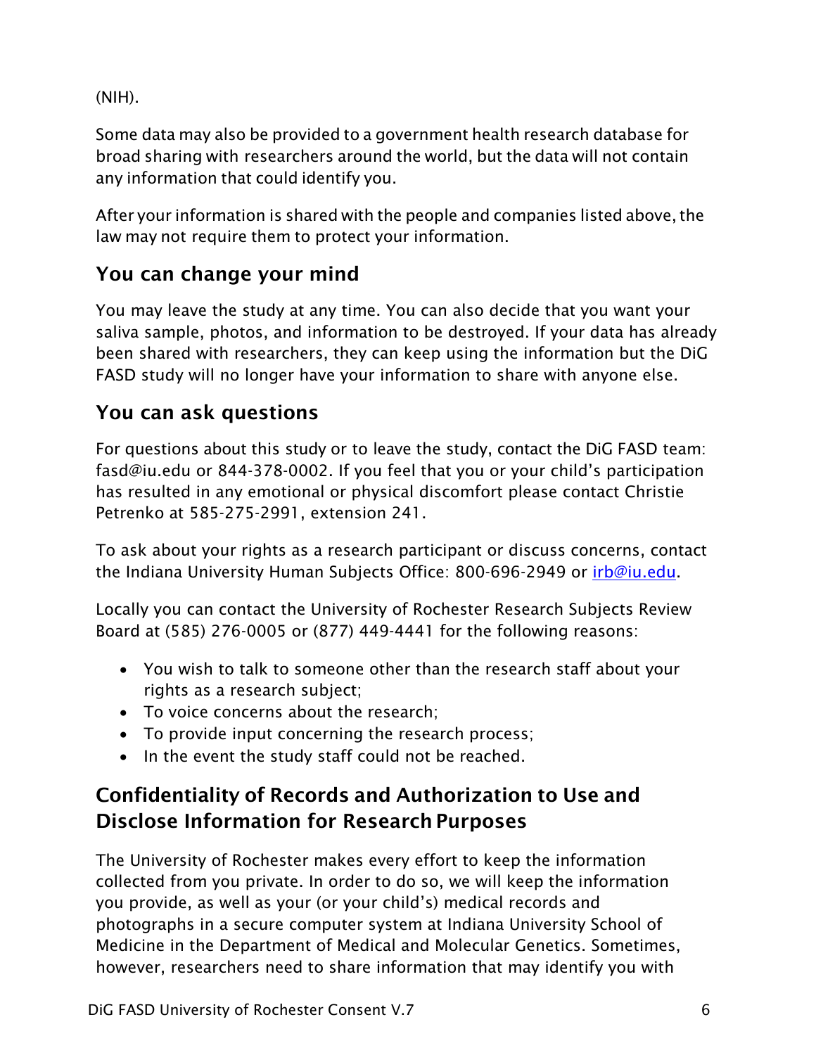(NIH).

Some data may also be provided to a government health research database for broad sharing with researchers around the world, but the data will not contain any information that could identify you.

After your information is shared with the people and companies listed above, the law may not require them to protect your information.

## You can change your mind

You may leave the study at any time. You can also decide that you want your saliva sample, photos, and information to be destroyed. If your data has already been shared with researchers, they can keep using the information but the DiG FASD study will no longer have your information to share with anyone else.

## You can ask questions

For questions about this study or to leave the study, contact the DiG FASD team: fasd@iu.edu or 844-378-0002. If you feel that you or your child's participation has resulted in any emotional or physical discomfort please contact Christie Petrenko at 585-275-2991, extension 241.

To ask about your rights as a research participant or discuss concerns, contact the Indiana University Human Subjects Office: 800-696-2949 or irb@iu.edu.

Locally you can contact the University of Rochester Research Subjects Review Board at (585) 276-0005 or (877) 449-4441 for the following reasons:

- You wish to talk to someone other than the research staff about your rights as a research subject;
- To voice concerns about the research;
- To provide input concerning the research process;
- In the event the study staff could not be reached.

## Confidentiality of Records and Authorization to Use and Disclose Information for Research Purposes

The University of Rochester makes every effort to keep the information collected from you private. In order to do so, we will keep the information you provide, as well as your (or your child's) medical records and photographs in a secure computer system at Indiana University School of Medicine in the Department of Medical and Molecular Genetics. Sometimes, however, researchers need to share information that may identify you with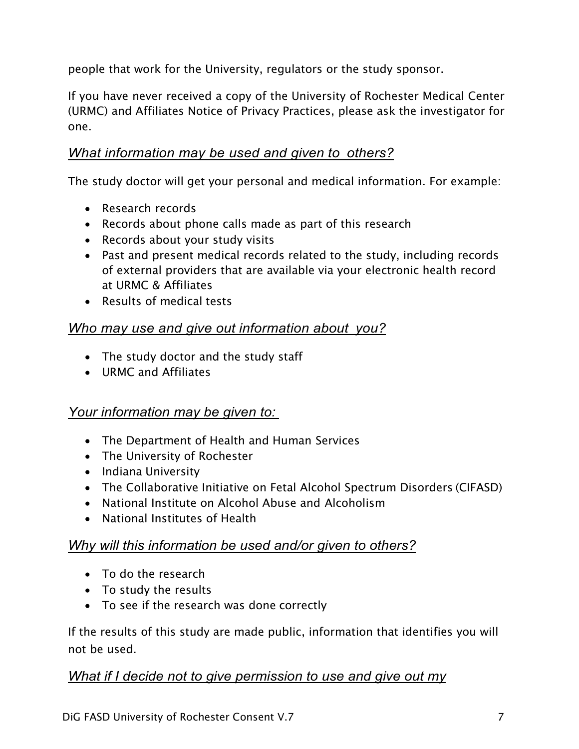people that work for the University, regulators or the study sponsor.

If you have never received a copy of the University of Rochester Medical Center (URMC) and Affiliates Notice of Privacy Practices, please ask the investigator for one.

### *What information may be used and given to others?*

The study doctor will get your personal and medical information. For example:

- Research records
- Records about phone calls made as part of this research
- Records about your study visits
- Past and present medical records related to the study, including records of external providers that are available via your electronic health record at URMC & Affiliates
- Results of medical tests

### *Who may use and give out information about you?*

- The study doctor and the study staff
- URMC and Affiliates

### *Your information may be given to:*

- The Department of Health and Human Services
- The University of Rochester
- Indiana University
- The Collaborative Initiative on Fetal Alcohol Spectrum Disorders (CIFASD)
- National Institute on Alcohol Abuse and Alcoholism
- National Institutes of Health

### *Why will this information be used and/or given to others?*

- To do the research
- To study the results
- To see if the research was done correctly

If the results of this study are made public, information that identifies you will not be used.

### *What if I decide not to give permission to use and give out my*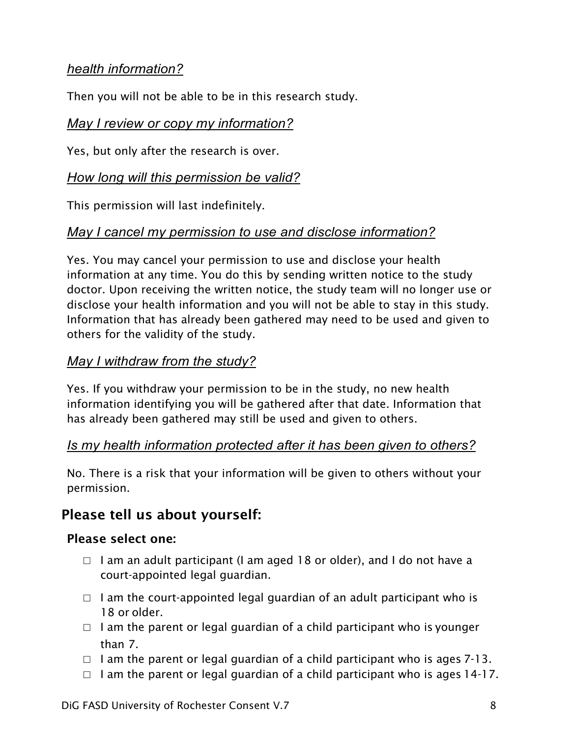*health information?*

Then you will not be able to be in this research study.

*May I review or copy my information?*

Yes, but only after the research is over.

*How long will this permission be valid?*

This permission will last indefinitely.

*May I cancel my permission to use and disclose information?*

Yes. You may cancel your permission to use and disclose your health information at any time. You do this by sending written notice to the study doctor. Upon receiving the written notice, the study team will no longer use or disclose your health information and you will not be able to stay in this study. Information that has already been gathered may need to be used and given to others for the validity of the study.

*May I withdraw from the study?*

Yes. If you withdraw your permission to be in the study, no new health information identifying you will be gathered after that date. Information that has already been gathered may still be used and given to others.

*Is my health information protected after it has been given to others?*

No. There is a risk that your information will be given to others without your permission.

## Please tell us about yourself:

### Please select one:

- ☐ I am an adult participant (I am aged 18 or older), and I do not have a court-appointed legal guardian.
- ☐ I am the court-appointed legal guardian of an adult participant who is 18 or older.
- ☐ I am the parent or legal guardian of a child participant who is younger than 7.
- ☐ I am the parent or legal guardian of a child participant who is ages 7-13.
- ☐ I am the parent or legal guardian of a child participant who is ages 14-17.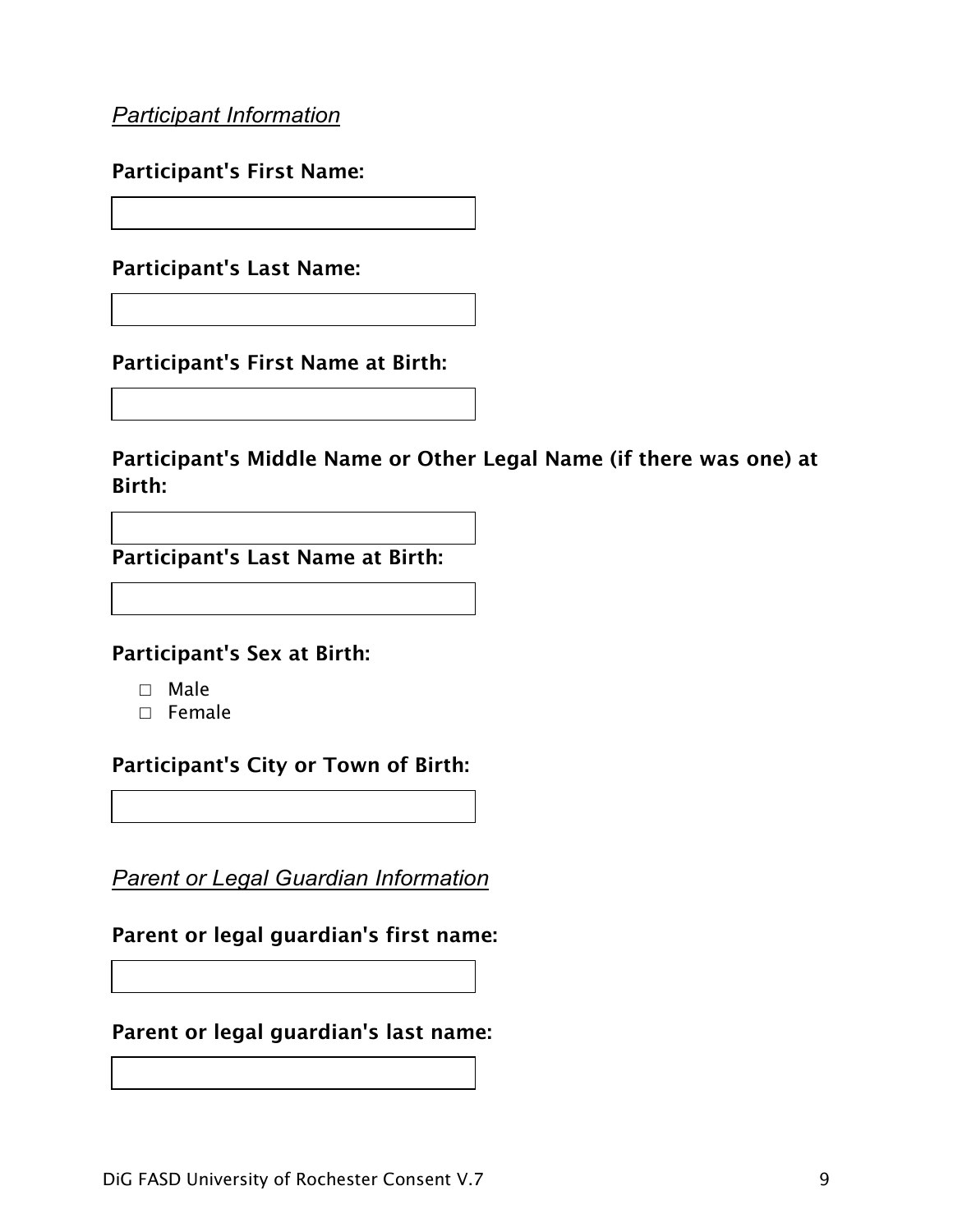*Participant Information*

**Participant's First Name:**

**Participant's Last Name:**

**Participant's First Name at Birth:**

**Participant's Middle Name or Other Legal Name (if there was one) at Birth:**

**Participant's Last Name at Birth:**

**Participant's Sex at Birth:**

- ☐ Male
- ☐ Female

**Participant's City or Town of Birth:**

*Parent or Legal Guardian Information*

**Parent or legal guardian's first name:**

**Parent or legal guardian's last name:**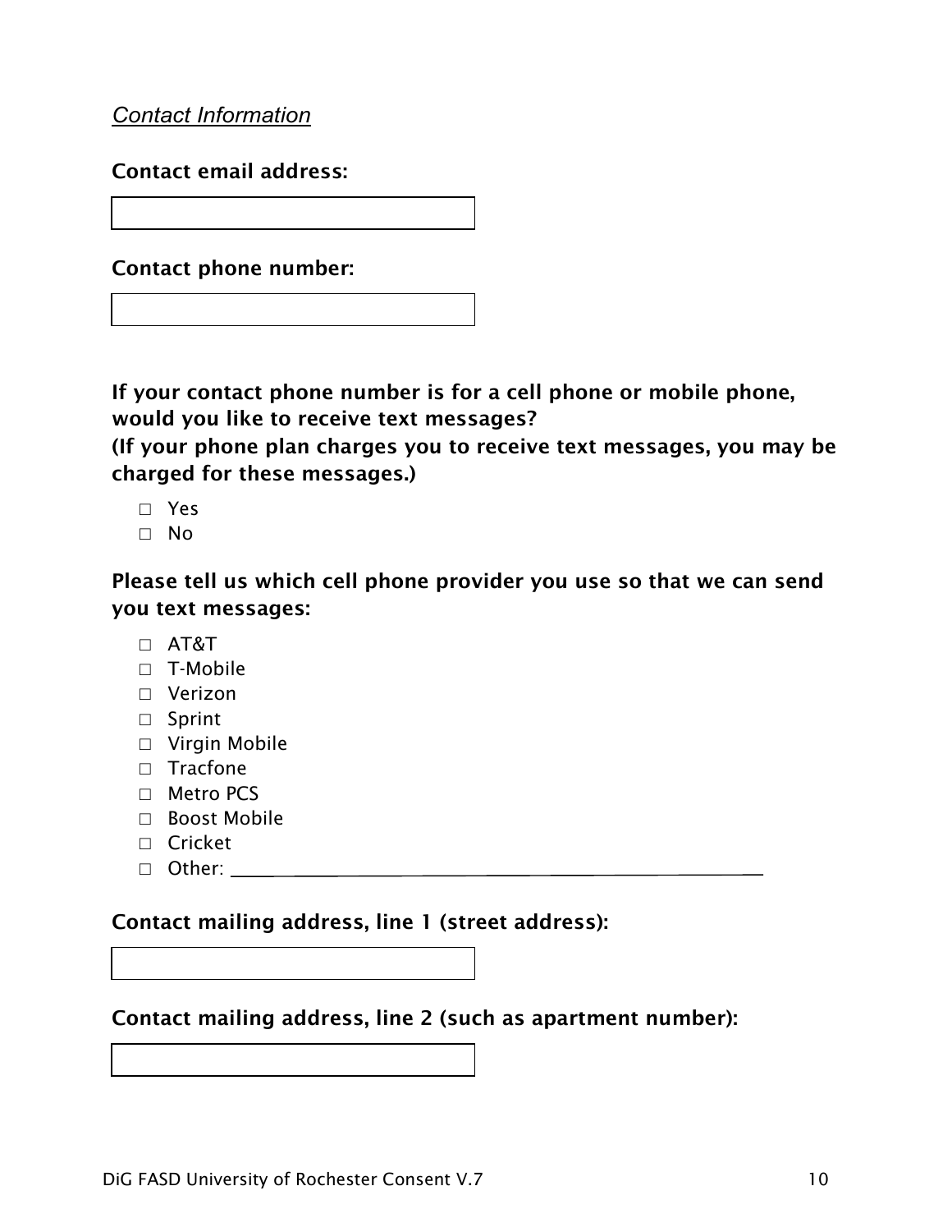*Contact Information*

**Contact email address:**

[ ]

**Contact phone number:**

[ ]

**If your contact phone number is for a cell phone or mobile phone, would you like to receive text messages?**
**(If your phone plan charges you to receive text messages, you may be charged for these messages.)**

- ☐ Yes
- ☐ No

**Please tell us which cell phone provider you use so that we can send you text messages:**

- ☐ AT&T
- ☐ T-Mobile
- ☐ Verizon
- ☐ Sprint
- ☐ Virgin Mobile
- ☐ Tracfone
- ☐ Metro PCS
- ☐ Boost Mobile
- ☐ Cricket
- ☐ Other: ______________________________________________

**Contact mailing address, line 1 (street address):**

[ ]

**Contact mailing address, line 2 (such as apartment number):**

[ ]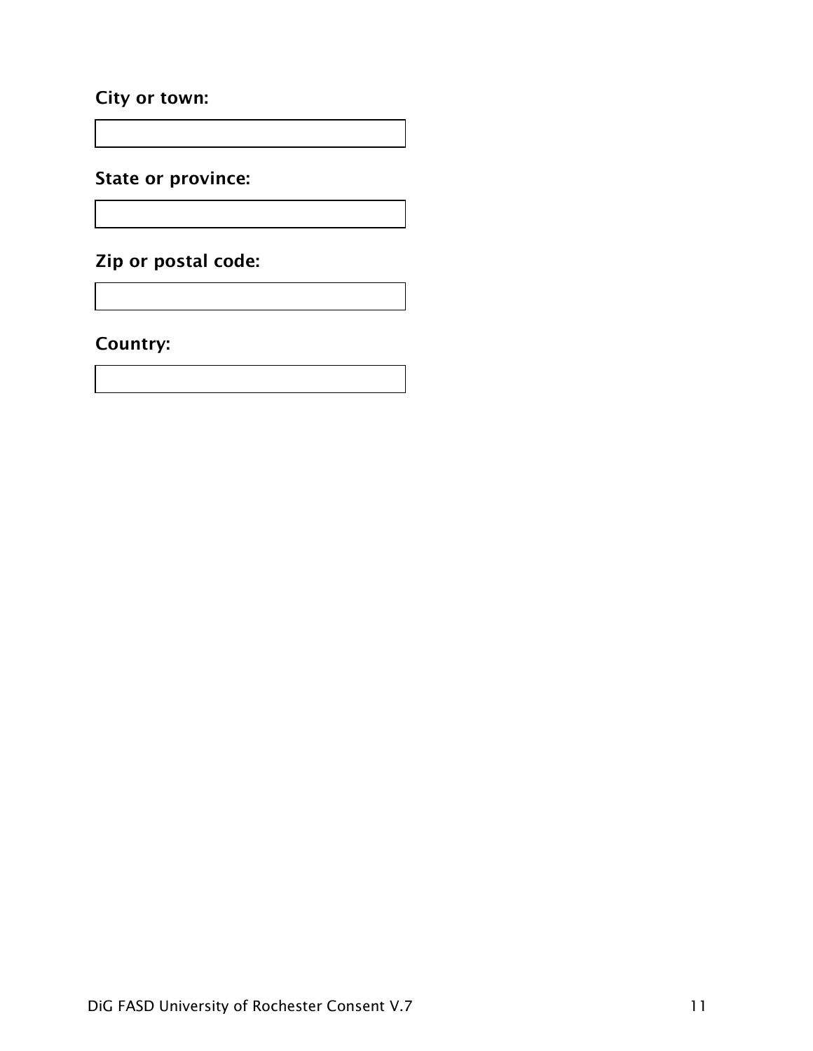**City or town:**

**State or province:**

**Zip or postal code:**

**Country:**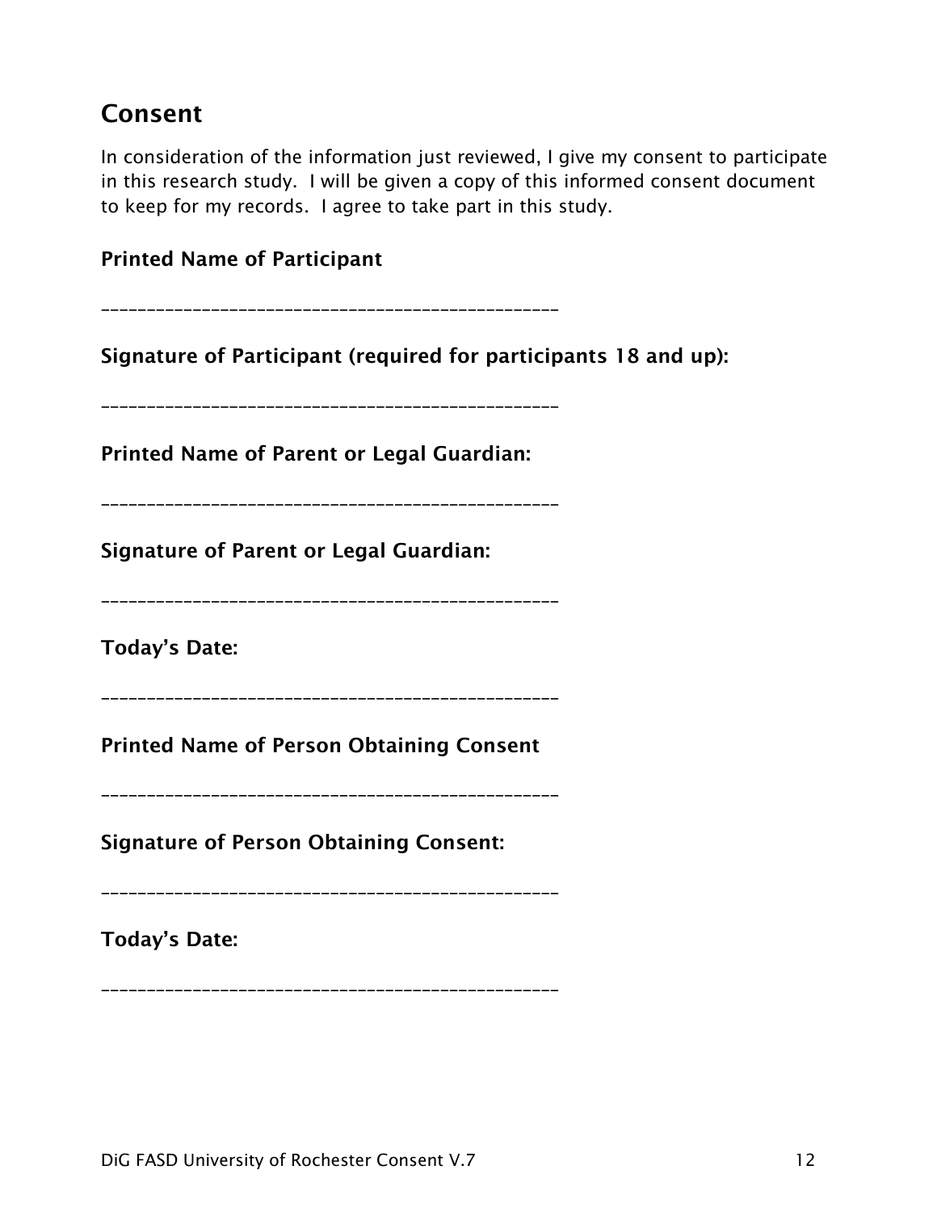## Consent

In consideration of the information just reviewed, I give my consent to participate in this research study. I will be given a copy of this informed consent document to keep for my records. I agree to take part in this study.

**Printed Name of Participant**

_______________________________________________

**Signature of Participant (required for participants 18 and up):**

_______________________________________________

**Printed Name of Parent or Legal Guardian:**

_______________________________________________

**Signature of Parent or Legal Guardian:**

_______________________________________________

**Today's Date:**

_______________________________________________

**Printed Name of Person Obtaining Consent**

_______________________________________________

**Signature of Person Obtaining Consent:**

_______________________________________________

**Today's Date:**

_______________________________________________